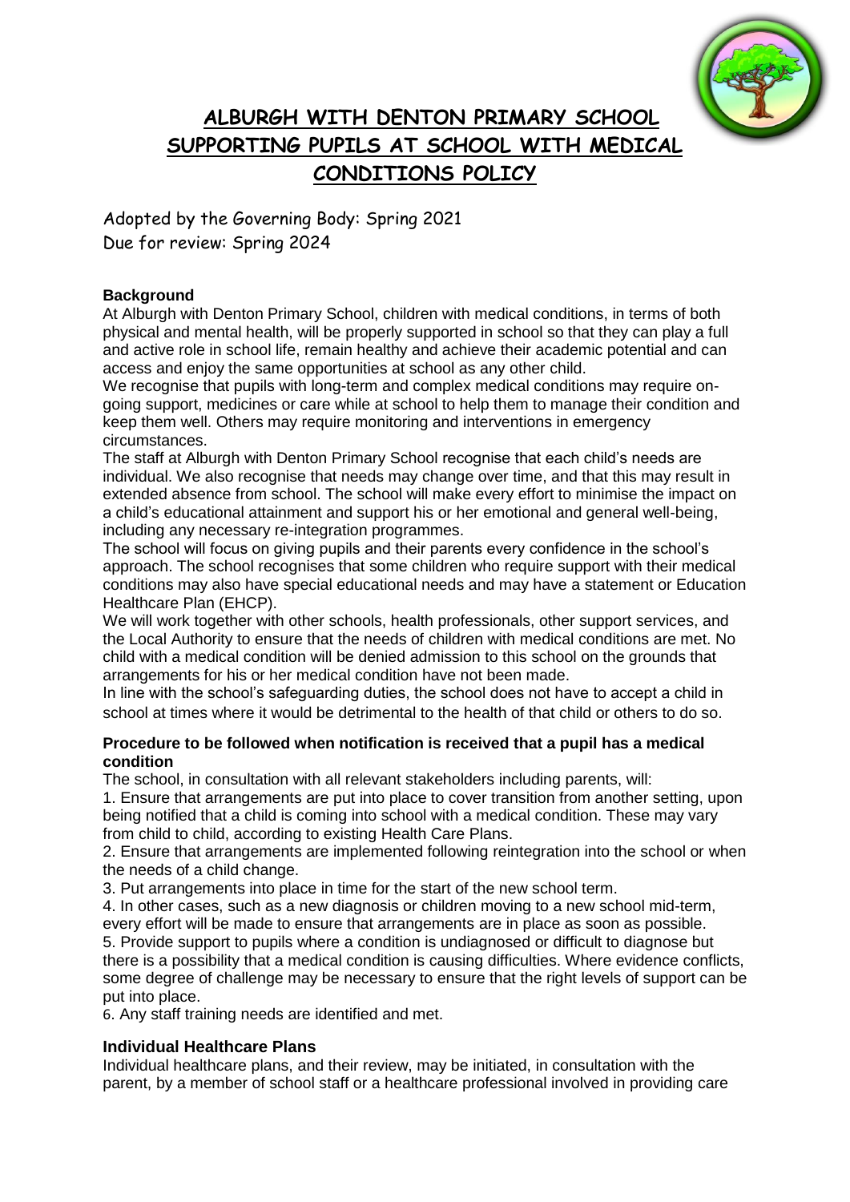# ALBURGH WITH DENTON PRIMARY SCHOOL SUPPORTING PUPILS AT SCHOOL WITH MEDICAL CONDITIONS POLICY

Adopted by the Governing Body: Spring 2021
Due for review: Spring 2024

**Background**

At Alburgh with Denton Primary School, children with medical conditions, in terms of both physical and mental health, will be properly supported in school so that they can play a full and active role in school life, remain healthy and achieve their academic potential and can access and enjoy the same opportunities at school as any other child.

We recognise that pupils with long-term and complex medical conditions may require on-going support, medicines or care while at school to help them to manage their condition and keep them well. Others may require monitoring and interventions in emergency circumstances.

The staff at Alburgh with Denton Primary School recognise that each child's needs are individual. We also recognise that needs may change over time, and that this may result in extended absence from school. The school will make every effort to minimise the impact on a child's educational attainment and support his or her emotional and general well-being, including any necessary re-integration programmes.

The school will focus on giving pupils and their parents every confidence in the school's approach. The school recognises that some children who require support with their medical conditions may also have special educational needs and may have a statement or Education Healthcare Plan (EHCP).

We will work together with other schools, health professionals, other support services, and the Local Authority to ensure that the needs of children with medical conditions are met. No child with a medical condition will be denied admission to this school on the grounds that arrangements for his or her medical condition have not been made.

In line with the school's safeguarding duties, the school does not have to accept a child in school at times where it would be detrimental to the health of that child or others to do so.

**Procedure to be followed when notification is received that a pupil has a medical condition**

The school, in consultation with all relevant stakeholders including parents, will:

1. Ensure that arrangements are put into place to cover transition from another setting, upon being notified that a child is coming into school with a medical condition. These may vary from child to child, according to existing Health Care Plans.
2. Ensure that arrangements are implemented following reintegration into the school or when the needs of a child change.
3. Put arrangements into place in time for the start of the new school term.
4. In other cases, such as a new diagnosis or children moving to a new school mid-term, every effort will be made to ensure that arrangements are in place as soon as possible.
5. Provide support to pupils where a condition is undiagnosed or difficult to diagnose but there is a possibility that a medical condition is causing difficulties. Where evidence conflicts, some degree of challenge may be necessary to ensure that the right levels of support can be put into place.
6. Any staff training needs are identified and met.

**Individual Healthcare Plans**

Individual healthcare plans, and their review, may be initiated, in consultation with the parent, by a member of school staff or a healthcare professional involved in providing care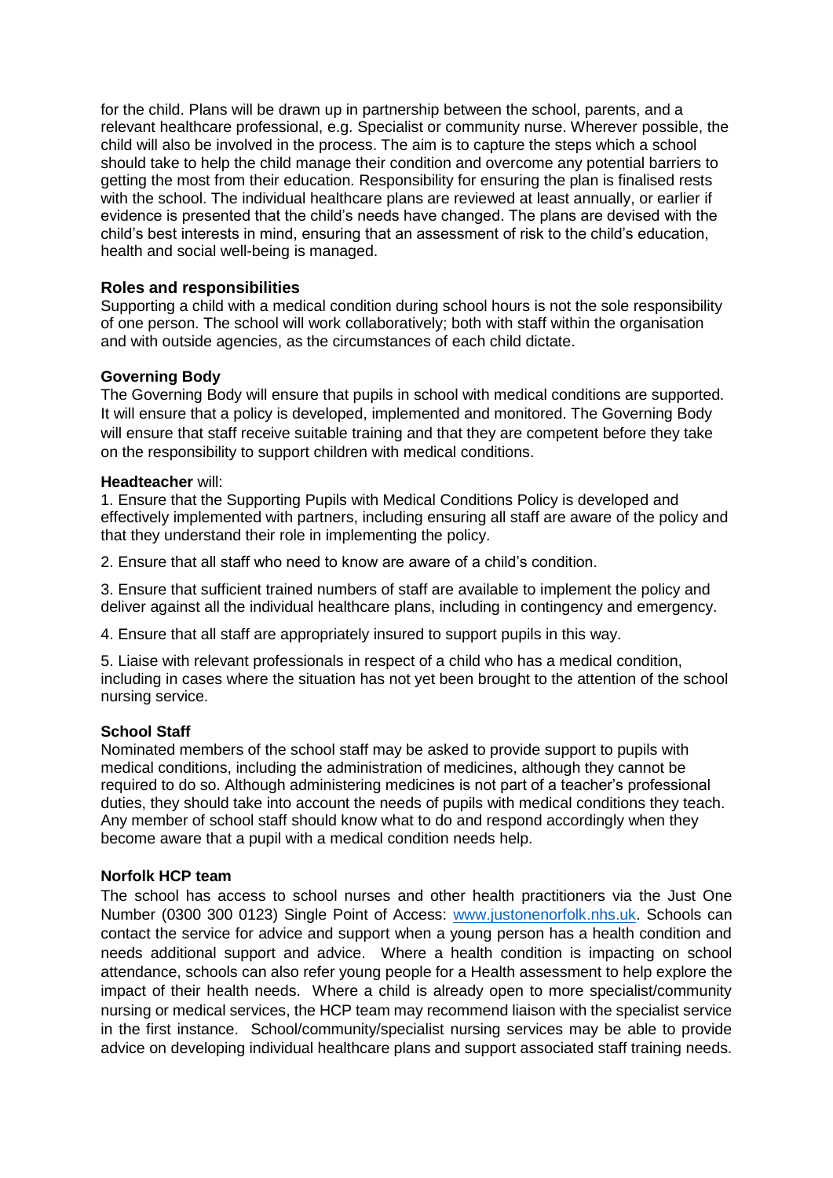for the child. Plans will be drawn up in partnership between the school, parents, and a relevant healthcare professional, e.g. Specialist or community nurse. Wherever possible, the child will also be involved in the process. The aim is to capture the steps which a school should take to help the child manage their condition and overcome any potential barriers to getting the most from their education. Responsibility for ensuring the plan is finalised rests with the school. The individual healthcare plans are reviewed at least annually, or earlier if evidence is presented that the child's needs have changed. The plans are devised with the child's best interests in mind, ensuring that an assessment of risk to the child's education, health and social well-being is managed.

**Roles and responsibilities**

Supporting a child with a medical condition during school hours is not the sole responsibility of one person. The school will work collaboratively; both with staff within the organisation and with outside agencies, as the circumstances of each child dictate.

**Governing Body**

The Governing Body will ensure that pupils in school with medical conditions are supported. It will ensure that a policy is developed, implemented and monitored. The Governing Body will ensure that staff receive suitable training and that they are competent before they take on the responsibility to support children with medical conditions.

**Headteacher** will:

1. Ensure that the Supporting Pupils with Medical Conditions Policy is developed and effectively implemented with partners, including ensuring all staff are aware of the policy and that they understand their role in implementing the policy.

2. Ensure that all staff who need to know are aware of a child's condition.

3. Ensure that sufficient trained numbers of staff are available to implement the policy and deliver against all the individual healthcare plans, including in contingency and emergency.

4. Ensure that all staff are appropriately insured to support pupils in this way.

5. Liaise with relevant professionals in respect of a child who has a medical condition, including in cases where the situation has not yet been brought to the attention of the school nursing service.

**School Staff**

Nominated members of the school staff may be asked to provide support to pupils with medical conditions, including the administration of medicines, although they cannot be required to do so. Although administering medicines is not part of a teacher's professional duties, they should take into account the needs of pupils with medical conditions they teach. Any member of school staff should know what to do and respond accordingly when they become aware that a pupil with a medical condition needs help.

**Norfolk HCP team**

The school has access to school nurses and other health practitioners via the Just One Number (0300 300 0123) Single Point of Access: [www.justonenorfolk.nhs.uk](http://www.justonenorfolk.nhs.uk). Schools can contact the service for advice and support when a young person has a health condition and needs additional support and advice. Where a health condition is impacting on school attendance, schools can also refer young people for a Health assessment to help explore the impact of their health needs. Where a child is already open to more specialist/community nursing or medical services, the HCP team may recommend liaison with the specialist service in the first instance. School/community/specialist nursing services may be able to provide advice on developing individual healthcare plans and support associated staff training needs.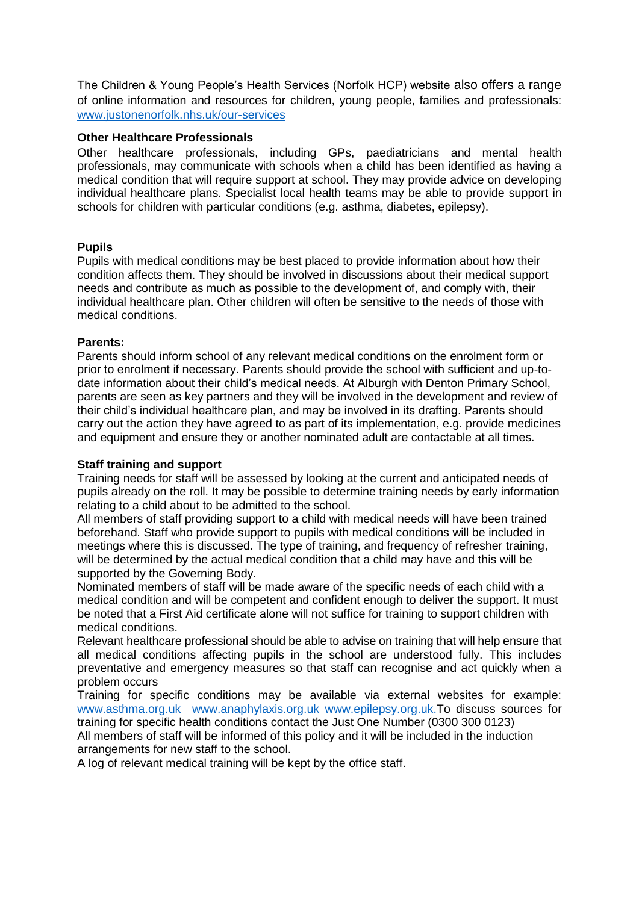The Children & Young People's Health Services (Norfolk HCP) website also offers a range of online information and resources for children, young people, families and professionals: www.justonenorfolk.nhs.uk/our-services

**Other Healthcare Professionals**
Other healthcare professionals, including GPs, paediatricians and mental health professionals, may communicate with schools when a child has been identified as having a medical condition that will require support at school. They may provide advice on developing individual healthcare plans. Specialist local health teams may be able to provide support in schools for children with particular conditions (e.g. asthma, diabetes, epilepsy).

**Pupils**
Pupils with medical conditions may be best placed to provide information about how their condition affects them. They should be involved in discussions about their medical support needs and contribute as much as possible to the development of, and comply with, their individual healthcare plan. Other children will often be sensitive to the needs of those with medical conditions.

**Parents:**
Parents should inform school of any relevant medical conditions on the enrolment form or prior to enrolment if necessary. Parents should provide the school with sufficient and up-to-date information about their child's medical needs. At Alburgh with Denton Primary School, parents are seen as key partners and they will be involved in the development and review of their child's individual healthcare plan, and may be involved in its drafting. Parents should carry out the action they have agreed to as part of its implementation, e.g. provide medicines and equipment and ensure they or another nominated adult are contactable at all times.

**Staff training and support**
Training needs for staff will be assessed by looking at the current and anticipated needs of pupils already on the roll. It may be possible to determine training needs by early information relating to a child about to be admitted to the school.
All members of staff providing support to a child with medical needs will have been trained beforehand. Staff who provide support to pupils with medical conditions will be included in meetings where this is discussed. The type of training, and frequency of refresher training, will be determined by the actual medical condition that a child may have and this will be supported by the Governing Body.
Nominated members of staff will be made aware of the specific needs of each child with a medical condition and will be competent and confident enough to deliver the support. It must be noted that a First Aid certificate alone will not suffice for training to support children with medical conditions.
Relevant healthcare professional should be able to advise on training that will help ensure that all medical conditions affecting pupils in the school are understood fully. This includes preventative and emergency measures so that staff can recognise and act quickly when a problem occurs
Training for specific conditions may be available via external websites for example: www.asthma.org.uk www.anaphylaxis.org.uk www.epilepsy.org.uk.To discuss sources for training for specific health conditions contact the Just One Number (0300 300 0123)
All members of staff will be informed of this policy and it will be included in the induction arrangements for new staff to the school.
A log of relevant medical training will be kept by the office staff.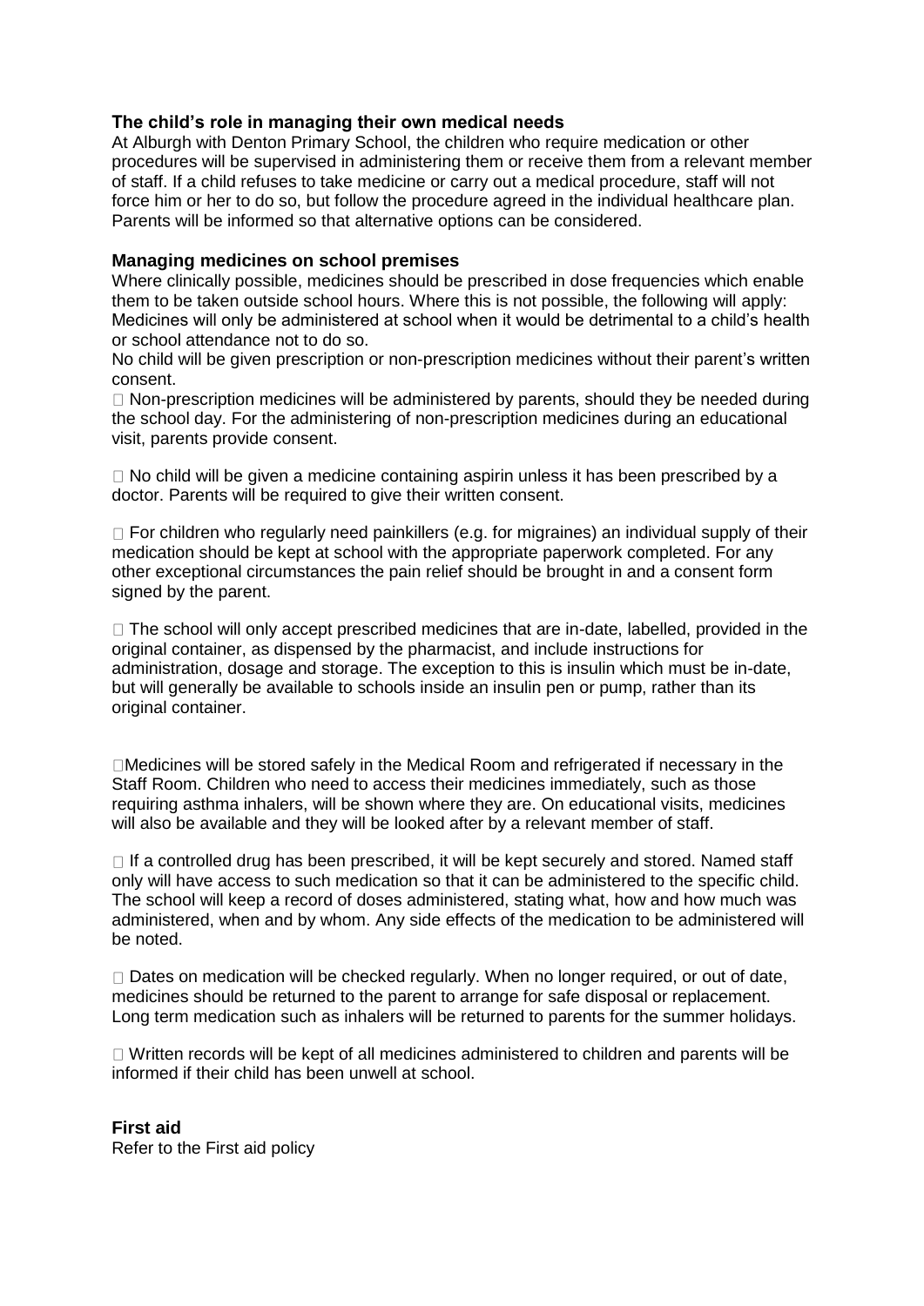### The child's role in managing their own medical needs

At Alburgh with Denton Primary School, the children who require medication or other procedures will be supervised in administering them or receive them from a relevant member of staff. If a child refuses to take medicine or carry out a medical procedure, staff will not force him or her to do so, but follow the procedure agreed in the individual healthcare plan. Parents will be informed so that alternative options can be considered.

### Managing medicines on school premises

Where clinically possible, medicines should be prescribed in dose frequencies which enable them to be taken outside school hours. Where this is not possible, the following will apply: Medicines will only be administered at school when it would be detrimental to a child's health or school attendance not to do so.

No child will be given prescription or non-prescription medicines without their parent's written consent.

- Non-prescription medicines will be administered by parents, should they be needed during the school day. For the administering of non-prescription medicines during an educational visit, parents provide consent.

- No child will be given a medicine containing aspirin unless it has been prescribed by a doctor. Parents will be required to give their written consent.

- For children who regularly need painkillers (e.g. for migraines) an individual supply of their medication should be kept at school with the appropriate paperwork completed. For any other exceptional circumstances the pain relief should be brought in and a consent form signed by the parent.

- The school will only accept prescribed medicines that are in-date, labelled, provided in the original container, as dispensed by the pharmacist, and include instructions for administration, dosage and storage. The exception to this is insulin which must be in-date, but will generally be available to schools inside an insulin pen or pump, rather than its original container.

- Medicines will be stored safely in the Medical Room and refrigerated if necessary in the Staff Room. Children who need to access their medicines immediately, such as those requiring asthma inhalers, will be shown where they are. On educational visits, medicines will also be available and they will be looked after by a relevant member of staff.

- If a controlled drug has been prescribed, it will be kept securely and stored. Named staff only will have access to such medication so that it can be administered to the specific child. The school will keep a record of doses administered, stating what, how and how much was administered, when and by whom. Any side effects of the medication to be administered will be noted.

- Dates on medication will be checked regularly. When no longer required, or out of date, medicines should be returned to the parent to arrange for safe disposal or replacement. Long term medication such as inhalers will be returned to parents for the summer holidays.

- Written records will be kept of all medicines administered to children and parents will be informed if their child has been unwell at school.

### First aid

Refer to the First aid policy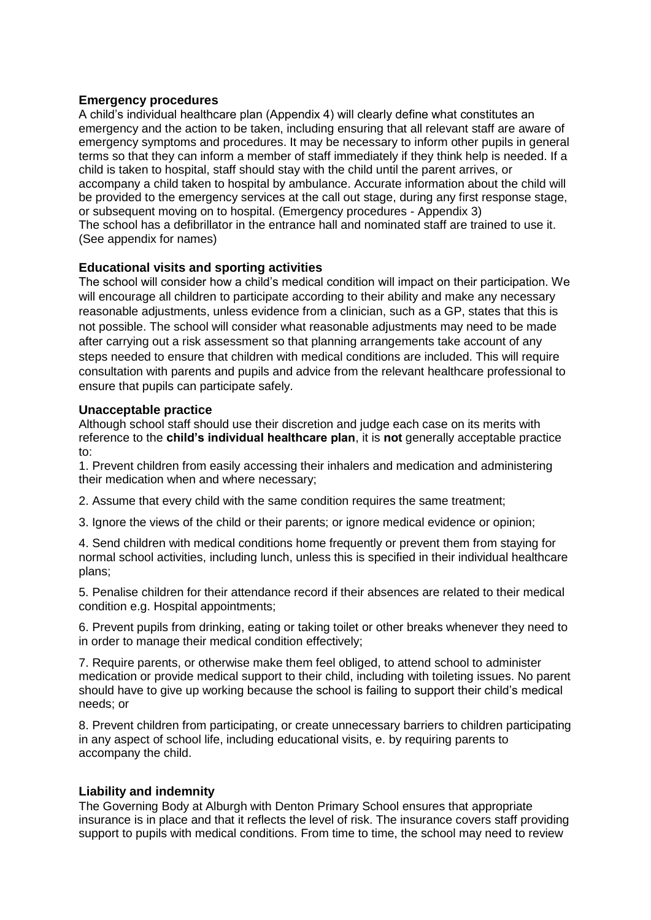**Emergency procedures**

A child's individual healthcare plan (Appendix 4) will clearly define what constitutes an emergency and the action to be taken, including ensuring that all relevant staff are aware of emergency symptoms and procedures. It may be necessary to inform other pupils in general terms so that they can inform a member of staff immediately if they think help is needed. If a child is taken to hospital, staff should stay with the child until the parent arrives, or accompany a child taken to hospital by ambulance. Accurate information about the child will be provided to the emergency services at the call out stage, during any first response stage, or subsequent moving on to hospital. (Emergency procedures - Appendix 3)
The school has a defibrillator in the entrance hall and nominated staff are trained to use it. (See appendix for names)

**Educational visits and sporting activities**

The school will consider how a child's medical condition will impact on their participation. We will encourage all children to participate according to their ability and make any necessary reasonable adjustments, unless evidence from a clinician, such as a GP, states that this is not possible. The school will consider what reasonable adjustments may need to be made after carrying out a risk assessment so that planning arrangements take account of any steps needed to ensure that children with medical conditions are included. This will require consultation with parents and pupils and advice from the relevant healthcare professional to ensure that pupils can participate safely.

**Unacceptable practice**

Although school staff should use their discretion and judge each case on its merits with reference to the **child's individual healthcare plan**, it is **not** generally acceptable practice to:

1. Prevent children from easily accessing their inhalers and medication and administering their medication when and where necessary;

2. Assume that every child with the same condition requires the same treatment;

3. Ignore the views of the child or their parents; or ignore medical evidence or opinion;

4. Send children with medical conditions home frequently or prevent them from staying for normal school activities, including lunch, unless this is specified in their individual healthcare plans;

5. Penalise children for their attendance record if their absences are related to their medical condition e.g. Hospital appointments;

6. Prevent pupils from drinking, eating or taking toilet or other breaks whenever they need to in order to manage their medical condition effectively;

7. Require parents, or otherwise make them feel obliged, to attend school to administer medication or provide medical support to their child, including with toileting issues. No parent should have to give up working because the school is failing to support their child's medical needs; or

8. Prevent children from participating, or create unnecessary barriers to children participating in any aspect of school life, including educational visits, e. by requiring parents to accompany the child.

**Liability and indemnity**

The Governing Body at Alburgh with Denton Primary School ensures that appropriate insurance is in place and that it reflects the level of risk. The insurance covers staff providing support to pupils with medical conditions. From time to time, the school may need to review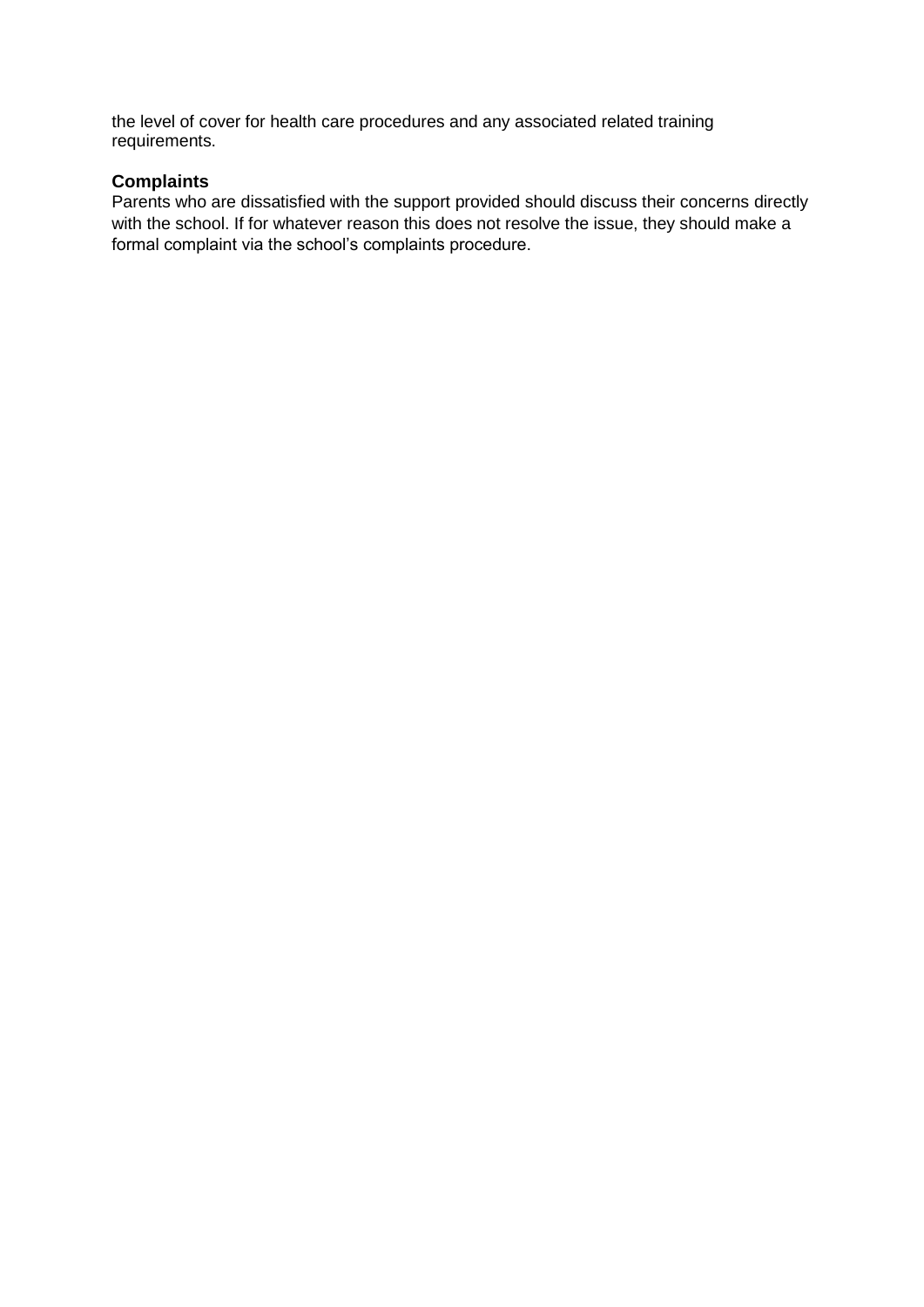the level of cover for health care procedures and any associated related training requirements.

**Complaints**

Parents who are dissatisfied with the support provided should discuss their concerns directly with the school. If for whatever reason this does not resolve the issue, they should make a formal complaint via the school's complaints procedure.